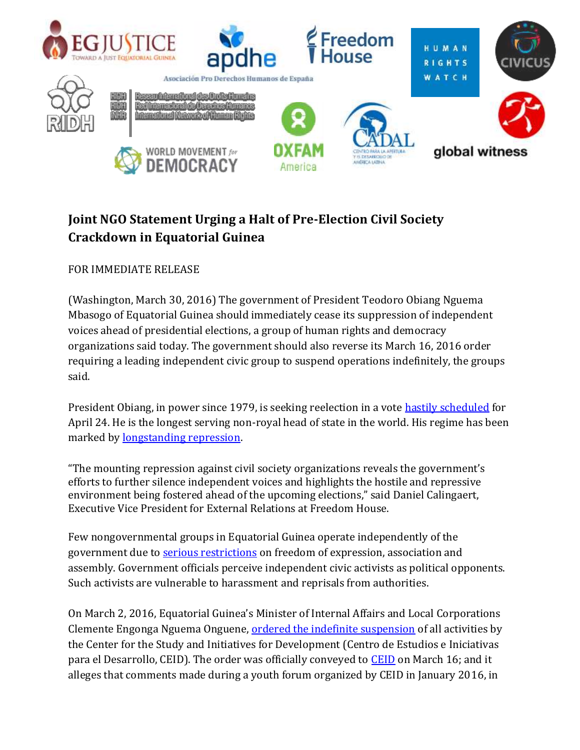# Joint NGO Statement Urging a Halt of Pre-Election Civil Society Crackdown in Equatorial Guinea

FOR IMMEDIATE RELEASE

(Washington, March 30, 2016) The government of President Teodoro Obiang Nguema Mbasogo of Equatorial Guinea should immediately cease its suppression of independent voices ahead of presidential elections, a group of human rights and democracy organizations said today. The government should also reverse its March 16, 2016 order requiring a leading independent civic group to suspend operations indefinitely, the groups said.

President Obiang, in power since 1979, is seeking reelection in a vote hastily scheduled for April 24. He is the longest serving non-royal head of state in the world. His regime has been marked by longstanding repression.

"The mounting repression against civil society organizations reveals the government's efforts to further silence independent voices and highlights the hostile and repressive environment being fostered ahead of the upcoming elections," said Daniel Calingaert, Executive Vice President for External Relations at Freedom House.

Few nongovernmental groups in Equatorial Guinea operate independently of the government due to serious restrictions on freedom of expression, association and assembly. Government officials perceive independent civic activists as political opponents. Such activists are vulnerable to harassment and reprisals from authorities.

On March 2, 2016, Equatorial Guinea's Minister of Internal Affairs and Local Corporations Clemente Engonga Nguema Onguene, ordered the indefinite suspension of all activities by the Center for the Study and Initiatives for Development (Centro de Estudios e Iniciativas para el Desarrollo, CEID). The order was officially conveyed to CEID on March 16; and it alleges that comments made during a youth forum organized by CEID in January 2016, in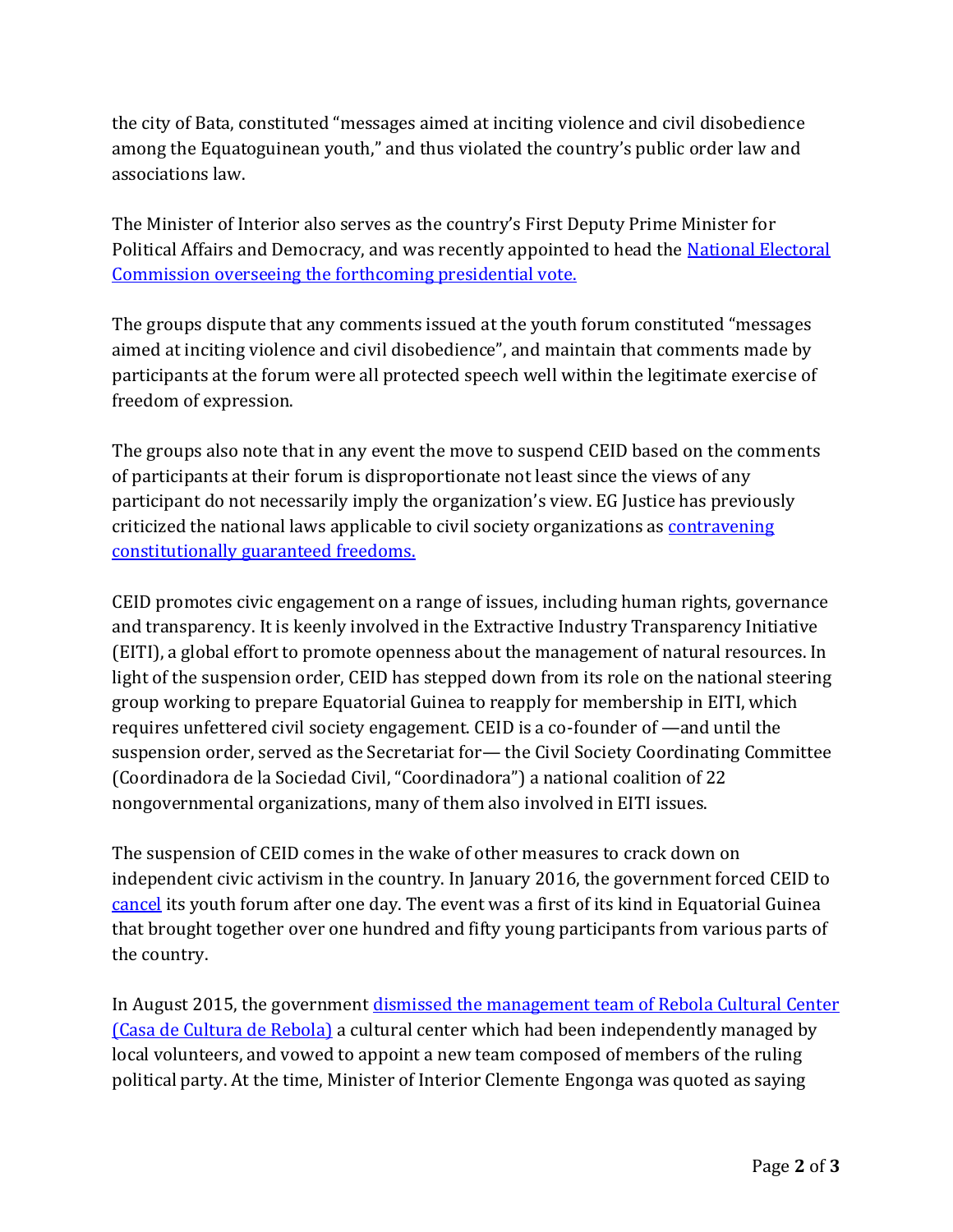the city of Bata, constituted "messages aimed at inciting violence and civil disobedience among the Equatoguinean youth," and thus violated the country's public order law and associations law.

The Minister of Interior also serves as the country's First Deputy Prime Minister for Political Affairs and Democracy, and was recently appointed to head the National Electoral Commission overseeing the forthcoming presidential vote.

The groups dispute that any comments issued at the youth forum constituted "messages aimed at inciting violence and civil disobedience", and maintain that comments made by participants at the forum were all protected speech well within the legitimate exercise of freedom of expression.

The groups also note that in any event the move to suspend CEID based on the comments of participants at their forum is disproportionate not least since the views of any participant do not necessarily imply the organization's view. EG Justice has previously criticized the national laws applicable to civil society organizations as contravening constitutionally guaranteed freedoms.

CEID promotes civic engagement on a range of issues, including human rights, governance and transparency. It is keenly involved in the Extractive Industry Transparency Initiative (EITI), a global effort to promote openness about the management of natural resources. In light of the suspension order, CEID has stepped down from its role on the national steering group working to prepare Equatorial Guinea to reapply for membership in EITI, which requires unfettered civil society engagement. CEID is a co-founder of —and until the suspension order, served as the Secretariat for— the Civil Society Coordinating Committee (Coordinadora de la Sociedad Civil, "Coordinadora") a national coalition of 22 nongovernmental organizations, many of them also involved in EITI issues.

The suspension of CEID comes in the wake of other measures to crack down on independent civic activism in the country. In January 2016, the government forced CEID to cancel its youth forum after one day. The event was a first of its kind in Equatorial Guinea that brought together over one hundred and fifty young participants from various parts of the country.

In August 2015, the government dismissed the management team of Rebola Cultural Center (Casa de Cultura de Rebola) a cultural center which had been independently managed by local volunteers, and vowed to appoint a new team composed of members of the ruling political party. At the time, Minister of Interior Clemente Engonga was quoted as saying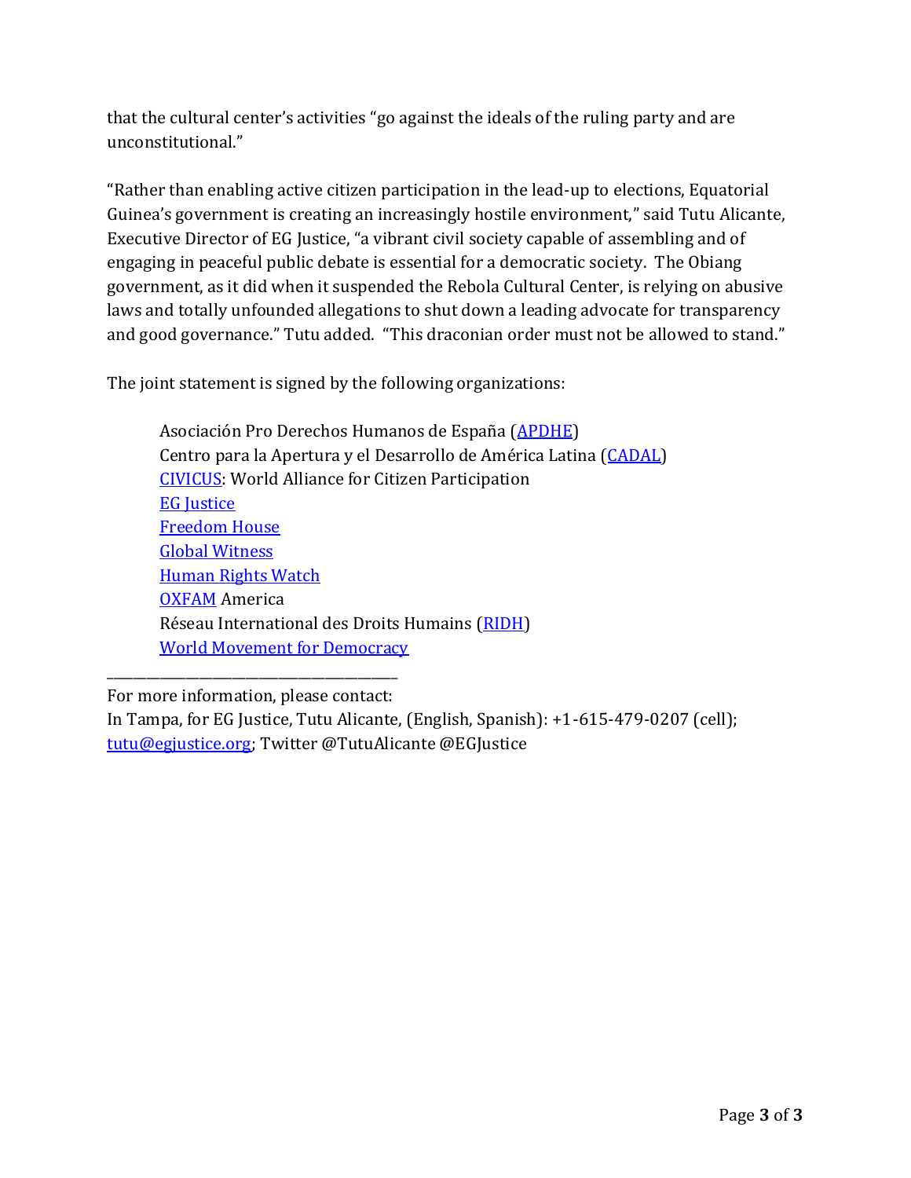that the cultural center's activities "go against the ideals of the ruling party and are unconstitutional."

"Rather than enabling active citizen participation in the lead-up to elections, Equatorial Guinea's government is creating an increasingly hostile environment," said Tutu Alicante, Executive Director of EG Justice, "a vibrant civil society capable of assembling and of engaging in peaceful public debate is essential for a democratic society. The Obiang government, as it did when it suspended the Rebola Cultural Center, is relying on abusive laws and totally unfounded allegations to shut down a leading advocate for transparency and good governance." Tutu added. "This draconian order must not be allowed to stand."

The joint statement is signed by the following organizations:

Asociación Pro Derechos Humanos de España (APDHE)
Centro para la Apertura y el Desarrollo de América Latina (CADAL)
CIVICUS: World Alliance for Citizen Participation
EG Justice
Freedom House
Global Witness
Human Rights Watch
OXFAM America
Réseau International des Droits Humains (RIDH)
World Movement for Democracy

---

For more information, please contact:
In Tampa, for EG Justice, Tutu Alicante, (English, Spanish): +1-615-479-0207 (cell); tutu@egjustice.org; Twitter @TutuAlicante @EGJustice